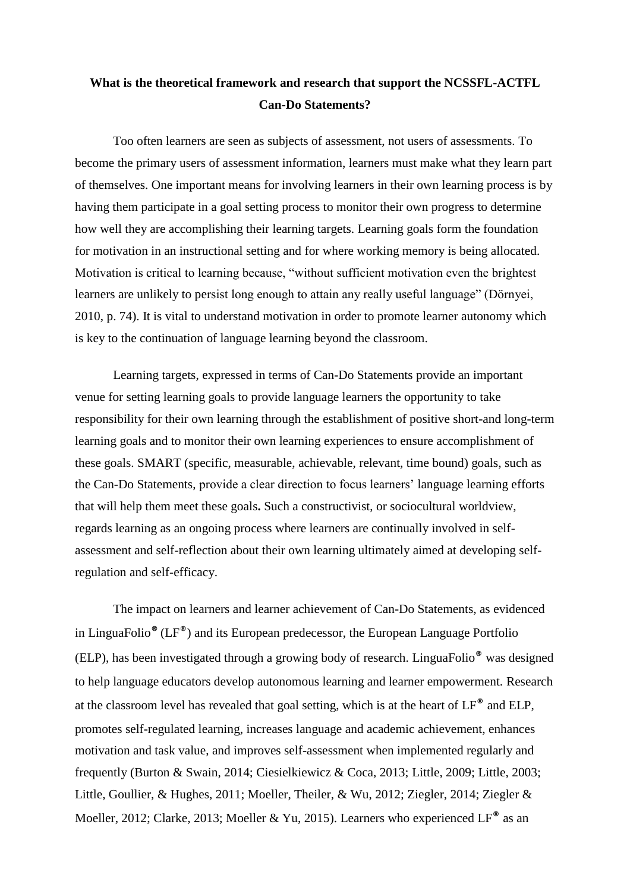# What is the theoretical framework and research that support the NCSSFL-ACTFL Can-Do Statements?

Too often learners are seen as subjects of assessment, not users of assessments. To become the primary users of assessment information, learners must make what they learn part of themselves. One important means for involving learners in their own learning process is by having them participate in a goal setting process to monitor their own progress to determine how well they are accomplishing their learning targets. Learning goals form the foundation for motivation in an instructional setting and for where working memory is being allocated. Motivation is critical to learning because, "without sufficient motivation even the brightest learners are unlikely to persist long enough to attain any really useful language" (Dörnyei, 2010, p. 74). It is vital to understand motivation in order to promote learner autonomy which is key to the continuation of language learning beyond the classroom.

Learning targets, expressed in terms of Can-Do Statements provide an important venue for setting learning goals to provide language learners the opportunity to take responsibility for their own learning through the establishment of positive short-and long-term learning goals and to monitor their own learning experiences to ensure accomplishment of these goals. SMART (specific, measurable, achievable, relevant, time bound) goals, such as the Can-Do Statements, provide a clear direction to focus learners' language learning efforts that will help them meet these goals**.** Such a constructivist, or sociocultural worldview, regards learning as an ongoing process where learners are continually involved in self-assessment and self-reflection about their own learning ultimately aimed at developing self-regulation and self-efficacy.

The impact on learners and learner achievement of Can-Do Statements, as evidenced in LinguaFolio® (LF®) and its European predecessor, the European Language Portfolio (ELP), has been investigated through a growing body of research. LinguaFolio® was designed to help language educators develop autonomous learning and learner empowerment. Research at the classroom level has revealed that goal setting, which is at the heart of LF® and ELP, promotes self-regulated learning, increases language and academic achievement, enhances motivation and task value, and improves self-assessment when implemented regularly and frequently (Burton & Swain, 2014; Ciesielkiewicz & Coca, 2013; Little, 2009; Little, 2003; Little, Goullier, & Hughes, 2011; Moeller, Theiler, & Wu, 2012; Ziegler, 2014; Ziegler & Moeller, 2012; Clarke, 2013; Moeller & Yu, 2015). Learners who experienced LF® as an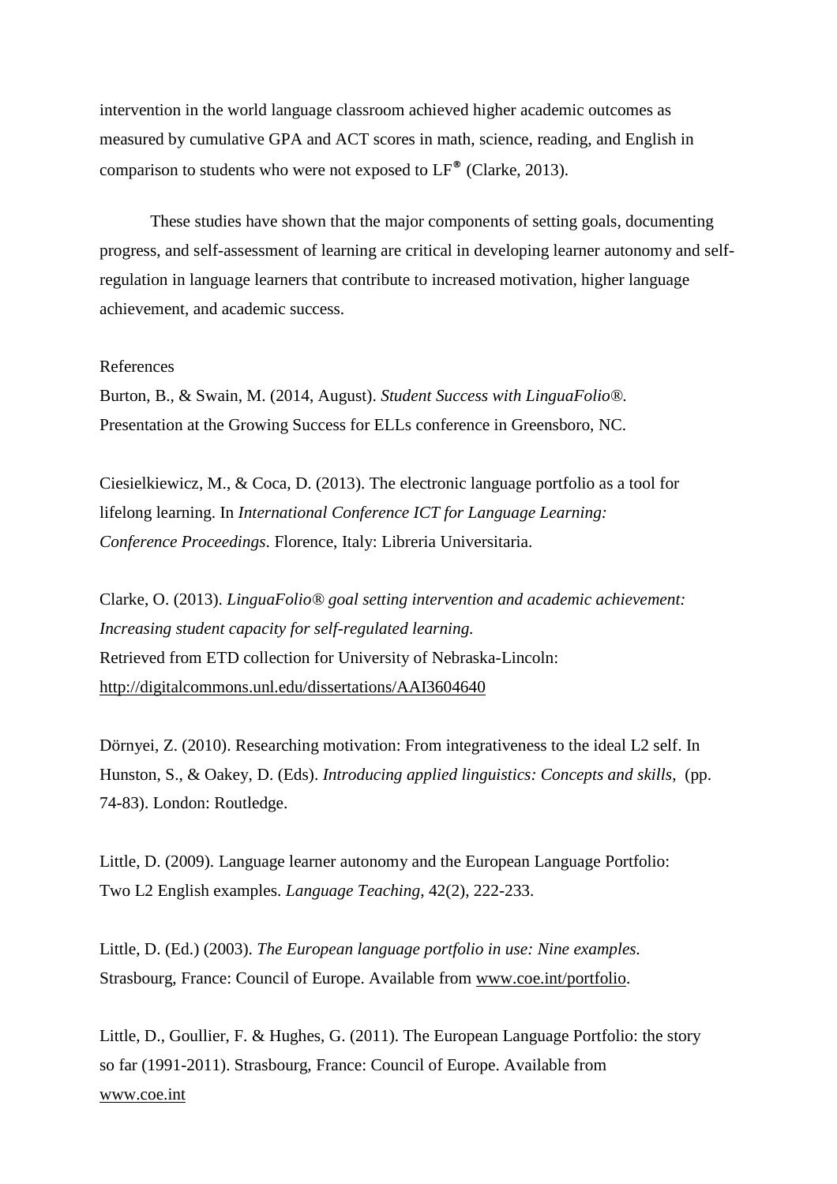intervention in the world language classroom achieved higher academic outcomes as measured by cumulative GPA and ACT scores in math, science, reading, and English in comparison to students who were not exposed to LF® (Clarke, 2013).

These studies have shown that the major components of setting goals, documenting progress, and self-assessment of learning are critical in developing learner autonomy and self-regulation in language learners that contribute to increased motivation, higher language achievement, and academic success.

References

Burton, B., & Swain, M. (2014, August). *Student Success with LinguaFolio®.* Presentation at the Growing Success for ELLs conference in Greensboro, NC.

Ciesielkiewicz, M., & Coca, D. (2013). The electronic language portfolio as a tool for lifelong learning. In *International Conference ICT for Language Learning: Conference Proceedings*. Florence, Italy: Libreria Universitaria.

Clarke, O. (2013). *LinguaFolio® goal setting intervention and academic achievement: Increasing student capacity for self-regulated learning.*
Retrieved from ETD collection for University of Nebraska-Lincoln: http://digitalcommons.unl.edu/dissertations/AAI3604640

Dörnyei, Z. (2010). Researching motivation: From integrativeness to the ideal L2 self. In Hunston, S., & Oakey, D. (Eds). *Introducing applied linguistics: Concepts and skills,* (pp. 74-83). London: Routledge.

Little, D. (2009). Language learner autonomy and the European Language Portfolio: Two L2 English examples. *Language Teaching*, 42(2), 222-233.

Little, D. (Ed.) (2003). *The European language portfolio in use: Nine examples.* Strasbourg, France: Council of Europe. Available from www.coe.int/portfolio.

Little, D., Goullier, F. & Hughes, G. (2011). The European Language Portfolio: the story so far (1991-2011). Strasbourg, France: Council of Europe. Available from www.coe.int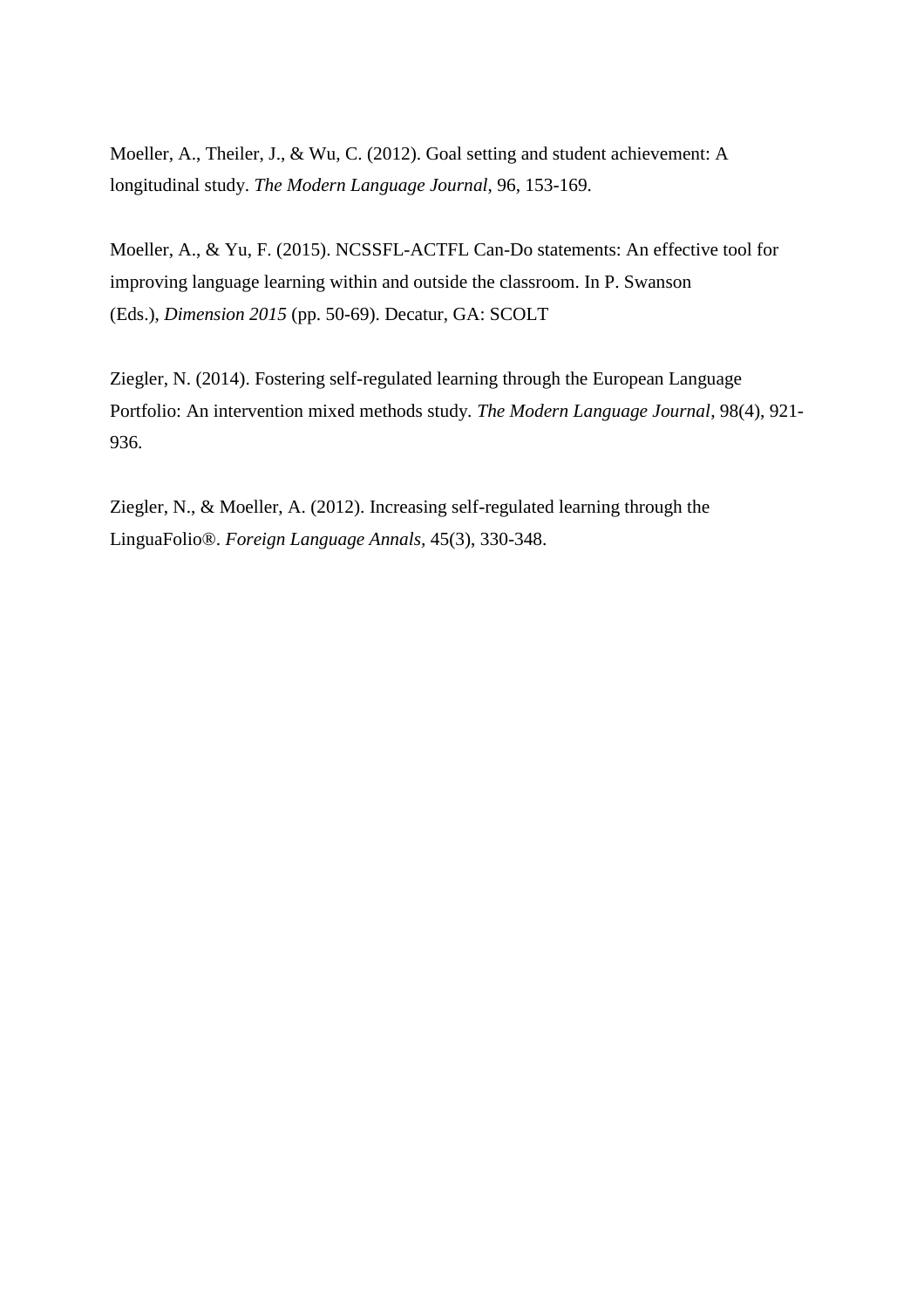Moeller, A., Theiler, J., & Wu, C. (2012). Goal setting and student achievement: A longitudinal study. *The Modern Language Journal*, 96, 153-169.

Moeller, A., & Yu, F. (2015). NCSSFL-ACTFL Can-Do statements: An effective tool for improving language learning within and outside the classroom. In P. Swanson (Eds.), *Dimension 2015* (pp. 50-69). Decatur, GA: SCOLT

Ziegler, N. (2014). Fostering self-regulated learning through the European Language Portfolio: An intervention mixed methods study. *The Modern Language Journal*, 98(4), 921-936.

Ziegler, N., & Moeller, A. (2012). Increasing self-regulated learning through the LinguaFolio®. *Foreign Language Annals*, 45(3), 330-348.